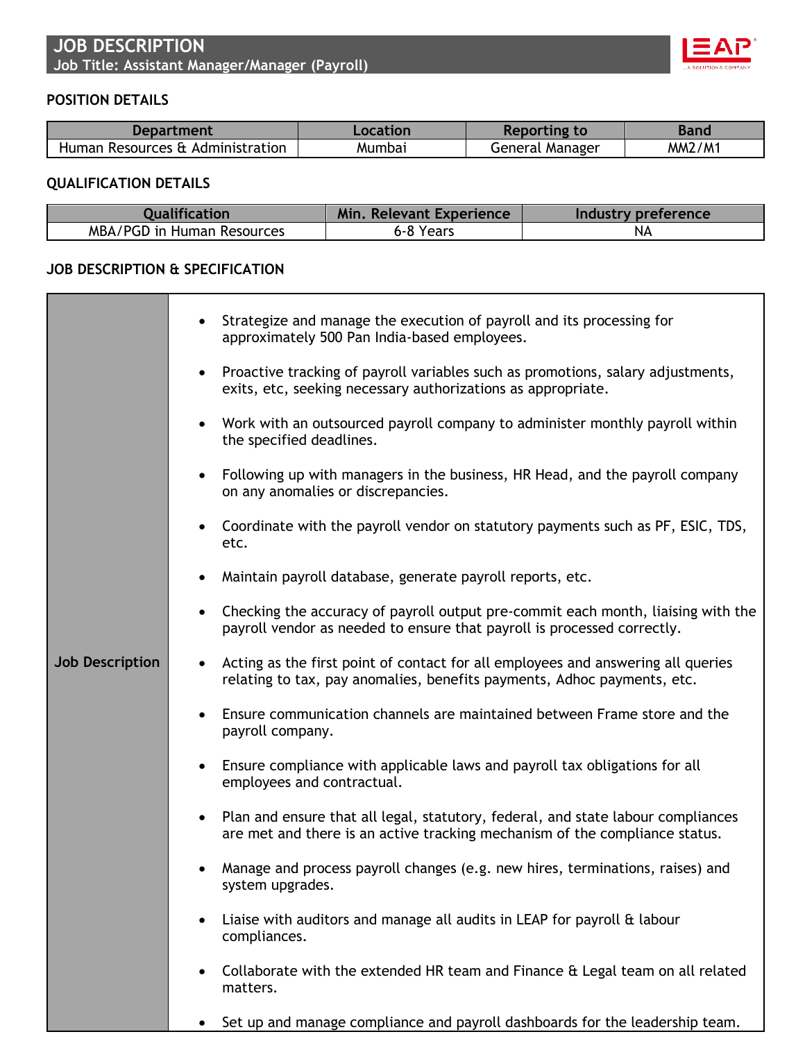# JOB DESCRIPTION

**Job Title: Assistant Manager/Manager (Payroll)**

## POSITION DETAILS

| Department | Location | Reporting to | Band |
|---|---|---|---|
| Human Resources & Administration | Mumbai | General Manager | MM2/M1 |

## QUALIFICATION DETAILS

| Qualification | Min. Relevant Experience | Industry preference |
|---|---|---|
| MBA/PGD in Human Resources | 6-8 Years | NA |

## JOB DESCRIPTION & SPECIFICATION

**Job Description**

- Strategize and manage the execution of payroll and its processing for approximately 500 Pan India-based employees.
- Proactive tracking of payroll variables such as promotions, salary adjustments, exits, etc, seeking necessary authorizations as appropriate.
- Work with an outsourced payroll company to administer monthly payroll within the specified deadlines.
- Following up with managers in the business, HR Head, and the payroll company on any anomalies or discrepancies.
- Coordinate with the payroll vendor on statutory payments such as PF, ESIC, TDS, etc.
- Maintain payroll database, generate payroll reports, etc.
- Checking the accuracy of payroll output pre-commit each month, liaising with the payroll vendor as needed to ensure that payroll is processed correctly.
- Acting as the first point of contact for all employees and answering all queries relating to tax, pay anomalies, benefits payments, Adhoc payments, etc.
- Ensure communication channels are maintained between Frame store and the payroll company.
- Ensure compliance with applicable laws and payroll tax obligations for all employees and contractual.
- Plan and ensure that all legal, statutory, federal, and state labour compliances are met and there is an active tracking mechanism of the compliance status.
- Manage and process payroll changes (e.g. new hires, terminations, raises) and system upgrades.
- Liaise with auditors and manage all audits in LEAP for payroll & labour compliances.
- Collaborate with the extended HR team and Finance & Legal team on all related matters.
- Set up and manage compliance and payroll dashboards for the leadership team.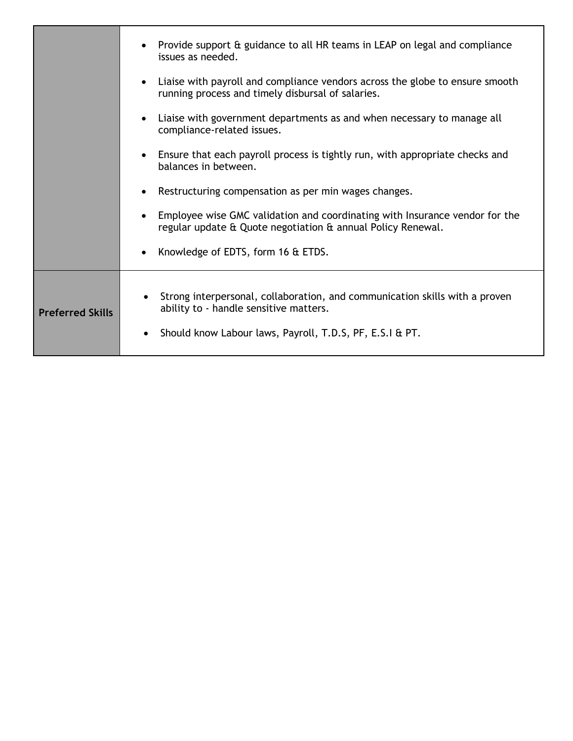| | |
|---|---|
| | • Provide support & guidance to all HR teams in LEAP on legal and compliance issues as needed.<br>• Liaise with payroll and compliance vendors across the globe to ensure smooth running process and timely disbursal of salaries.<br>• Liaise with government departments as and when necessary to manage all compliance-related issues.<br>• Ensure that each payroll process is tightly run, with appropriate checks and balances in between.<br>• Restructuring compensation as per min wages changes.<br>• Employee wise GMC validation and coordinating with Insurance vendor for the regular update & Quote negotiation & annual Policy Renewal.<br>• Knowledge of EDTS, form 16 & ETDS. |
| **Preferred Skills** | • Strong interpersonal, collaboration, and communication skills with a proven ability to - handle sensitive matters.<br>• Should know Labour laws, Payroll, T.D.S, PF, E.S.I & PT. |